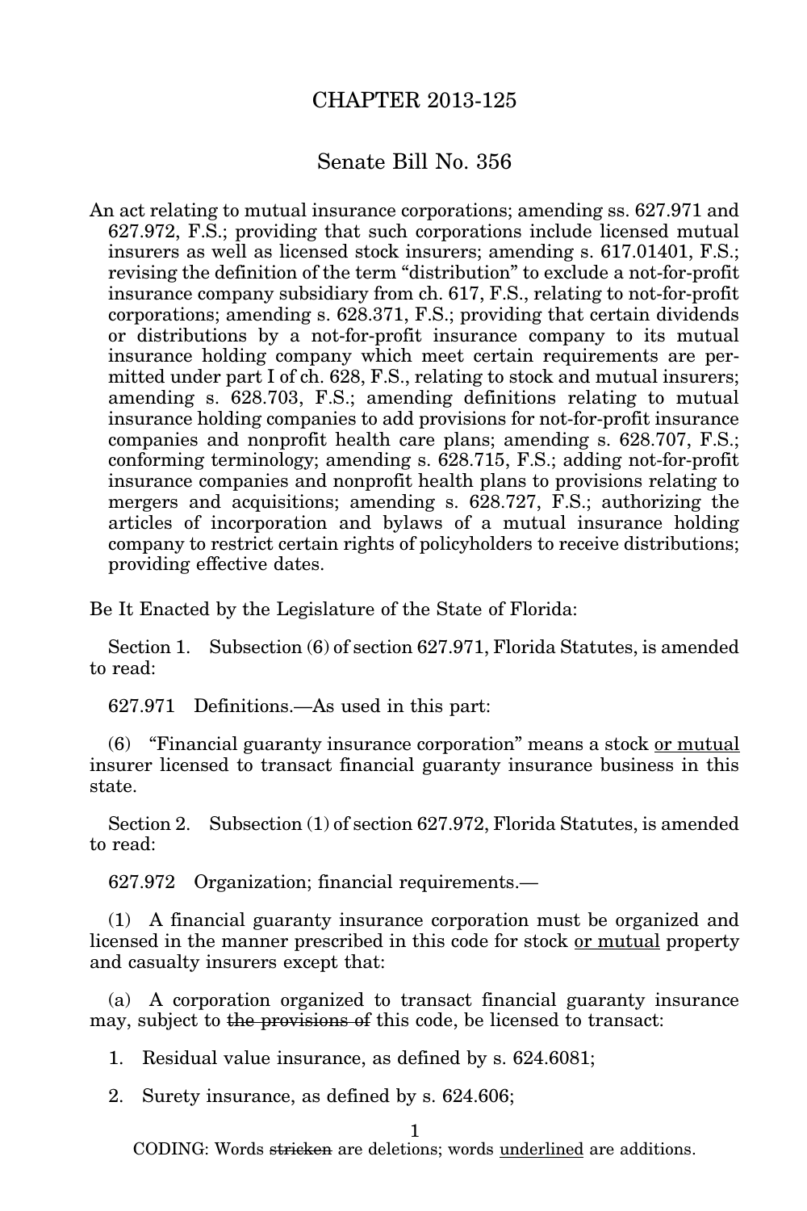# CHAPTER 2013-125

## Senate Bill No. 356

An act relating to mutual insurance corporations; amending ss. 627.971 and 627.972, F.S.; providing that such corporations include licensed mutual insurers as well as licensed stock insurers; amending s. 617.01401, F.S.; revising the definition of the term "distribution" to exclude a not-for-profit insurance company subsidiary from ch. 617, F.S., relating to not-for-profit corporations; amending s. 628.371, F.S.; providing that certain dividends or distributions by a not-for-profit insurance company to its mutual insurance holding company which meet certain requirements are permitted under part I of ch. 628, F.S., relating to stock and mutual insurers; amending s. 628.703, F.S.; amending definitions relating to mutual insurance holding companies to add provisions for not-for-profit insurance companies and nonprofit health care plans; amending s. 628.707, F.S.; conforming terminology; amending s. 628.715, F.S.; adding not-for-profit insurance companies and nonprofit health plans to provisions relating to mergers and acquisitions; amending s. 628.727, F.S.; authorizing the articles of incorporation and bylaws of a mutual insurance holding company to restrict certain rights of policyholders to receive distributions; providing effective dates.

Be It Enacted by the Legislature of the State of Florida:

Section 1. Subsection (6) of section 627.971, Florida Statutes, is amended to read:

627.971 Definitions.—As used in this part:

(6) "Financial guaranty insurance corporation" means a stock <u>or mutual</u> insurer licensed to transact financial guaranty insurance business in this state.

Section 2. Subsection (1) of section 627.972, Florida Statutes, is amended to read:

627.972 Organization; financial requirements.—

(1) A financial guaranty insurance corporation must be organized and licensed in the manner prescribed in this code for stock <u>or mutual</u> property and casualty insurers except that:

(a) A corporation organized to transact financial guaranty insurance may, subject to ~~the provisions of~~ this code, be licensed to transact:

1. Residual value insurance, as defined by s. 624.6081;

2. Surety insurance, as defined by s. 624.606;

CODING: Words ~~stricken~~ are deletions; words <u>underlined</u> are additions.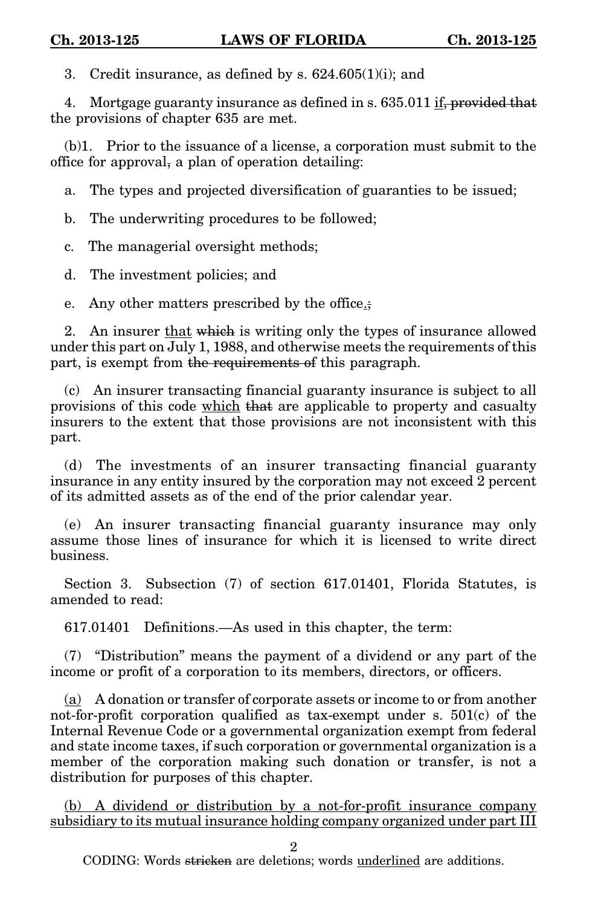3. Credit insurance, as defined by s. 624.605(1)(i); and

4. Mortgage guaranty insurance as defined in s. 635.011 <u>if</u>~~, provided that~~ the provisions of chapter 635 are met.

(b)1. Prior to the issuance of a license, a corporation must submit to the office for approval~~,~~ a plan of operation detailing:

a. The types and projected diversification of guaranties to be issued;

b. The underwriting procedures to be followed;

c. The managerial oversight methods;

d. The investment policies; and

e. Any other matters prescribed by the office<u>.</u>~~;~~

2. An insurer <u>that</u> ~~which~~ is writing only the types of insurance allowed under this part on July 1, 1988, and otherwise meets the requirements of this part, is exempt from ~~the requirements of~~ this paragraph.

(c) An insurer transacting financial guaranty insurance is subject to all provisions of this code <u>which</u> ~~that~~ are applicable to property and casualty insurers to the extent that those provisions are not inconsistent with this part.

(d) The investments of an insurer transacting financial guaranty insurance in any entity insured by the corporation may not exceed 2 percent of its admitted assets as of the end of the prior calendar year.

(e) An insurer transacting financial guaranty insurance may only assume those lines of insurance for which it is licensed to write direct business.

Section 3. Subsection (7) of section 617.01401, Florida Statutes, is amended to read:

617.01401 Definitions.—As used in this chapter, the term:

(7) "Distribution" means the payment of a dividend or any part of the income or profit of a corporation to its members, directors, or officers.

<u>(a)</u> A donation or transfer of corporate assets or income to or from another not-for-profit corporation qualified as tax-exempt under s. 501(c) of the Internal Revenue Code or a governmental organization exempt from federal and state income taxes, if such corporation or governmental organization is a member of the corporation making such donation or transfer, is not a distribution for purposes of this chapter.

<u>(b) A dividend or distribution by a not-for-profit insurance company subsidiary to its mutual insurance holding company organized under part III</u>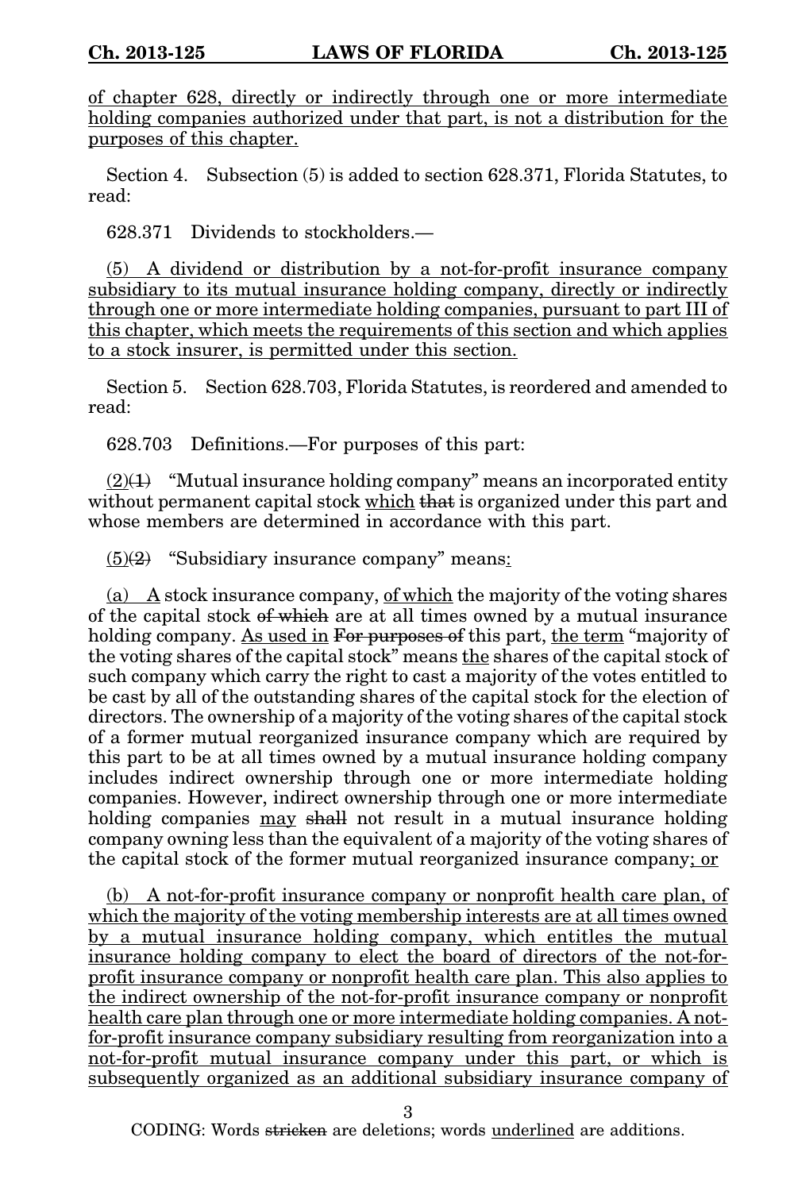of chapter 628, directly or indirectly through one or more intermediate holding companies authorized under that part, is not a distribution for the purposes of this chapter.

Section 4. Subsection (5) is added to section 628.371, Florida Statutes, to read:

628.371 Dividends to stockholders.—

(5) A dividend or distribution by a not-for-profit insurance company subsidiary to its mutual insurance holding company, directly or indirectly through one or more intermediate holding companies, pursuant to part III of this chapter, which meets the requirements of this section and which applies to a stock insurer, is permitted under this section.

Section 5. Section 628.703, Florida Statutes, is reordered and amended to read:

628.703 Definitions.—For purposes of this part:

(2)~~(1)~~ "Mutual insurance holding company" means an incorporated entity without permanent capital stock which ~~that~~ is organized under this part and whose members are determined in accordance with this part.

(5)~~(2)~~ "Subsidiary insurance company" means:

(a) A stock insurance company, of which the majority of the voting shares of the capital stock ~~of which~~ are at all times owned by a mutual insurance holding company. As used in ~~For purposes of~~ this part, the term "majority of the voting shares of the capital stock" means the shares of the capital stock of such company which carry the right to cast a majority of the votes entitled to be cast by all of the outstanding shares of the capital stock for the election of directors. The ownership of a majority of the voting shares of the capital stock of a former mutual reorganized insurance company which are required by this part to be at all times owned by a mutual insurance holding company includes indirect ownership through one or more intermediate holding companies. However, indirect ownership through one or more intermediate holding companies may ~~shall~~ not result in a mutual insurance holding company owning less than the equivalent of a majority of the voting shares of the capital stock of the former mutual reorganized insurance company; or

(b) A not-for-profit insurance company or nonprofit health care plan, of which the majority of the voting membership interests are at all times owned by a mutual insurance holding company, which entitles the mutual insurance holding company to elect the board of directors of the not-for-profit insurance company or nonprofit health care plan. This also applies to the indirect ownership of the not-for-profit insurance company or nonprofit health care plan through one or more intermediate holding companies. A not-for-profit insurance company subsidiary resulting from reorganization into a not-for-profit mutual insurance company under this part, or which is subsequently organized as an additional subsidiary insurance company of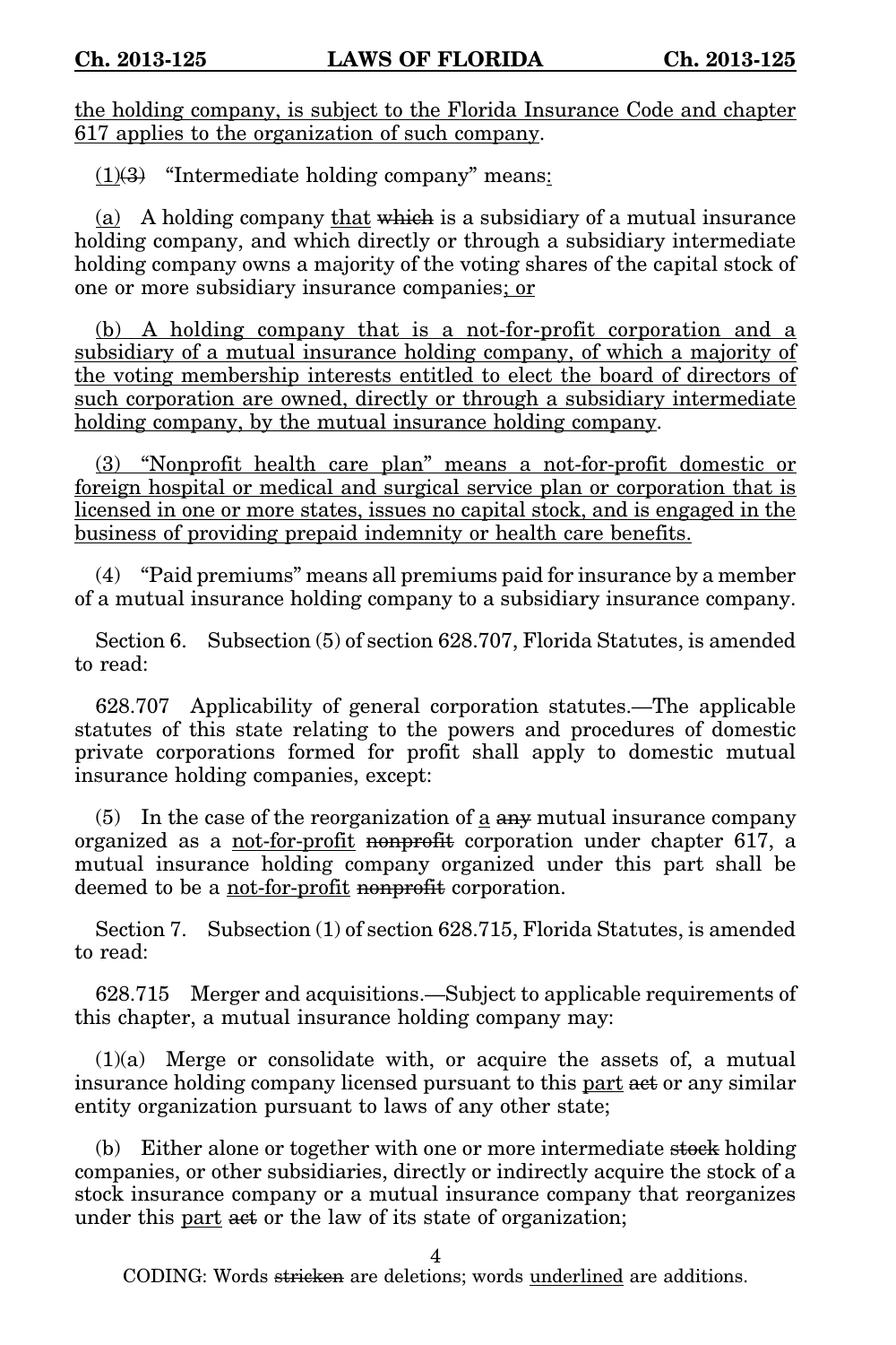the holding company, is subject to the Florida Insurance Code and chapter 617 applies to the organization of such company.

(1)~~(3)~~ "Intermediate holding company" means:

(a) A holding company that ~~which~~ is a subsidiary of a mutual insurance holding company, and which directly or through a subsidiary intermediate holding company owns a majority of the voting shares of the capital stock of one or more subsidiary insurance companies; or

(b) A holding company that is a not-for-profit corporation and a subsidiary of a mutual insurance holding company, of which a majority of the voting membership interests entitled to elect the board of directors of such corporation are owned, directly or through a subsidiary intermediate holding company, by the mutual insurance holding company.

(3) "Nonprofit health care plan" means a not-for-profit domestic or foreign hospital or medical and surgical service plan or corporation that is licensed in one or more states, issues no capital stock, and is engaged in the business of providing prepaid indemnity or health care benefits.

(4) "Paid premiums" means all premiums paid for insurance by a member of a mutual insurance holding company to a subsidiary insurance company.

Section 6. Subsection (5) of section 628.707, Florida Statutes, is amended to read:

628.707 Applicability of general corporation statutes.—The applicable statutes of this state relating to the powers and procedures of domestic private corporations formed for profit shall apply to domestic mutual insurance holding companies, except:

(5) In the case of the reorganization of a ~~any~~ mutual insurance company organized as a not-for-profit ~~nonprofit~~ corporation under chapter 617, a mutual insurance holding company organized under this part shall be deemed to be a not-for-profit ~~nonprofit~~ corporation.

Section 7. Subsection (1) of section 628.715, Florida Statutes, is amended to read:

628.715 Merger and acquisitions.—Subject to applicable requirements of this chapter, a mutual insurance holding company may:

(1)(a) Merge or consolidate with, or acquire the assets of, a mutual insurance holding company licensed pursuant to this part ~~act~~ or any similar entity organization pursuant to laws of any other state;

(b) Either alone or together with one or more intermediate ~~stock~~ holding companies, or other subsidiaries, directly or indirectly acquire the stock of a stock insurance company or a mutual insurance company that reorganizes under this part ~~act~~ or the law of its state of organization;

CODING: Words ~~stricken~~ are deletions; words underlined are additions.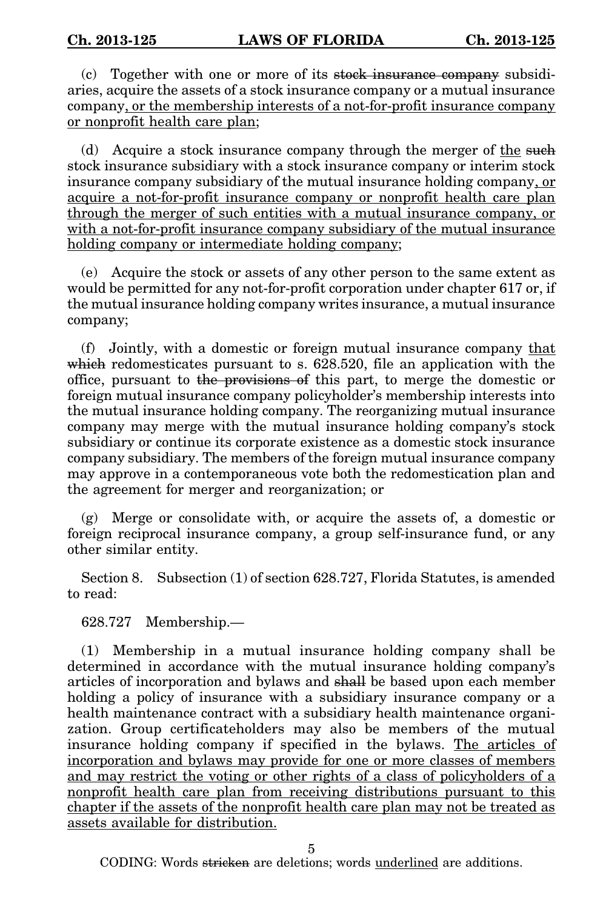(c) Together with one or more of its ~~stock insurance company~~ subsidiaries, acquire the assets of a stock insurance company or a mutual insurance company<u>, or the membership interests of a not-for-profit insurance company or nonprofit health care plan</u>;

(d) Acquire a stock insurance company through the merger of <u>the</u> ~~such~~ stock insurance subsidiary with a stock insurance company or interim stock insurance company subsidiary of the mutual insurance holding company<u>, or acquire a not-for-profit insurance company or nonprofit health care plan through the merger of such entities with a mutual insurance company, or with a not-for-profit insurance company subsidiary of the mutual insurance holding company or intermediate holding company</u>;

(e) Acquire the stock or assets of any other person to the same extent as would be permitted for any not-for-profit corporation under chapter 617 or, if the mutual insurance holding company writes insurance, a mutual insurance company;

(f) Jointly, with a domestic or foreign mutual insurance company <u>that</u> ~~which~~ redomesticates pursuant to s. 628.520, file an application with the office, pursuant to ~~the provisions of~~ this part, to merge the domestic or foreign mutual insurance company policyholder's membership interests into the mutual insurance holding company. The reorganizing mutual insurance company may merge with the mutual insurance holding company's stock subsidiary or continue its corporate existence as a domestic stock insurance company subsidiary. The members of the foreign mutual insurance company may approve in a contemporaneous vote both the redomestication plan and the agreement for merger and reorganization; or

(g) Merge or consolidate with, or acquire the assets of, a domestic or foreign reciprocal insurance company, a group self-insurance fund, or any other similar entity.

Section 8. Subsection (1) of section 628.727, Florida Statutes, is amended to read:

628.727 Membership.—

(1) Membership in a mutual insurance holding company shall be determined in accordance with the mutual insurance holding company's articles of incorporation and bylaws and ~~shall~~ be based upon each member holding a policy of insurance with a subsidiary insurance company or a health maintenance contract with a subsidiary health maintenance organization. Group certificateholders may also be members of the mutual insurance holding company if specified in the bylaws. <u>The articles of incorporation and bylaws may provide for one or more classes of members and may restrict the voting or other rights of a class of policyholders of a nonprofit health care plan from receiving distributions pursuant to this chapter if the assets of the nonprofit health care plan may not be treated as assets available for distribution.</u>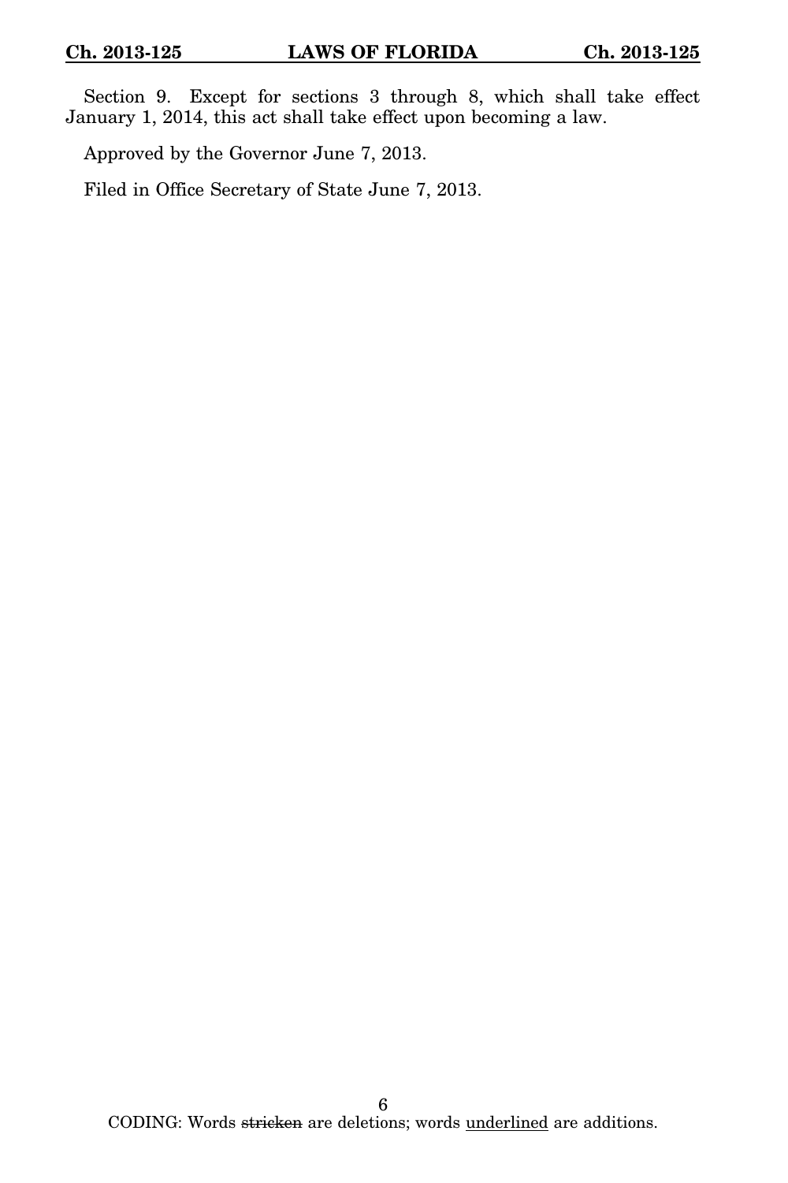Section 9. Except for sections 3 through 8, which shall take effect January 1, 2014, this act shall take effect upon becoming a law.

Approved by the Governor June 7, 2013.

Filed in Office Secretary of State June 7, 2013.